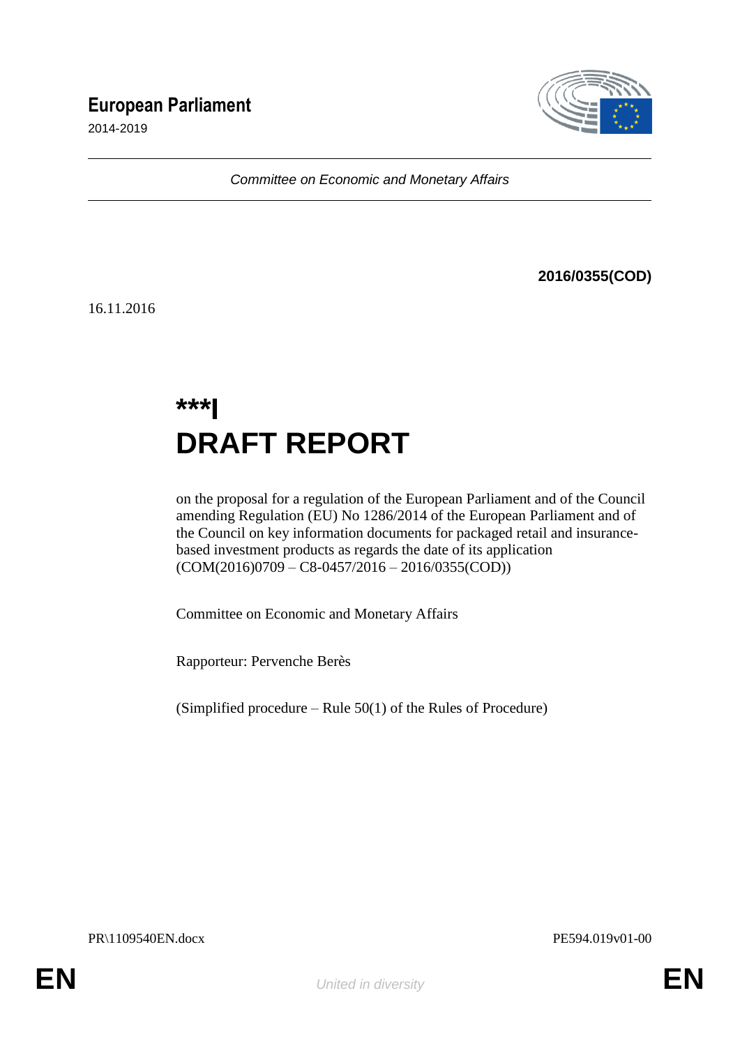# European Parliament

2014-2019

*Committee on Economic and Monetary Affairs*

**2016/0355(COD)**

16.11.2016

# ***I
# DRAFT REPORT

on the proposal for a regulation of the European Parliament and of the Council amending Regulation (EU) No 1286/2014 of the European Parliament and of the Council on key information documents for packaged retail and insurance-based investment products as regards the date of its application (COM(2016)0709 – C8-0457/2016 – 2016/0355(COD))

Committee on Economic and Monetary Affairs

Rapporteur: Pervenche Berès

(Simplified procedure – Rule 50(1) of the Rules of Procedure)

PR\1109540EN.docx PE594.019v01-00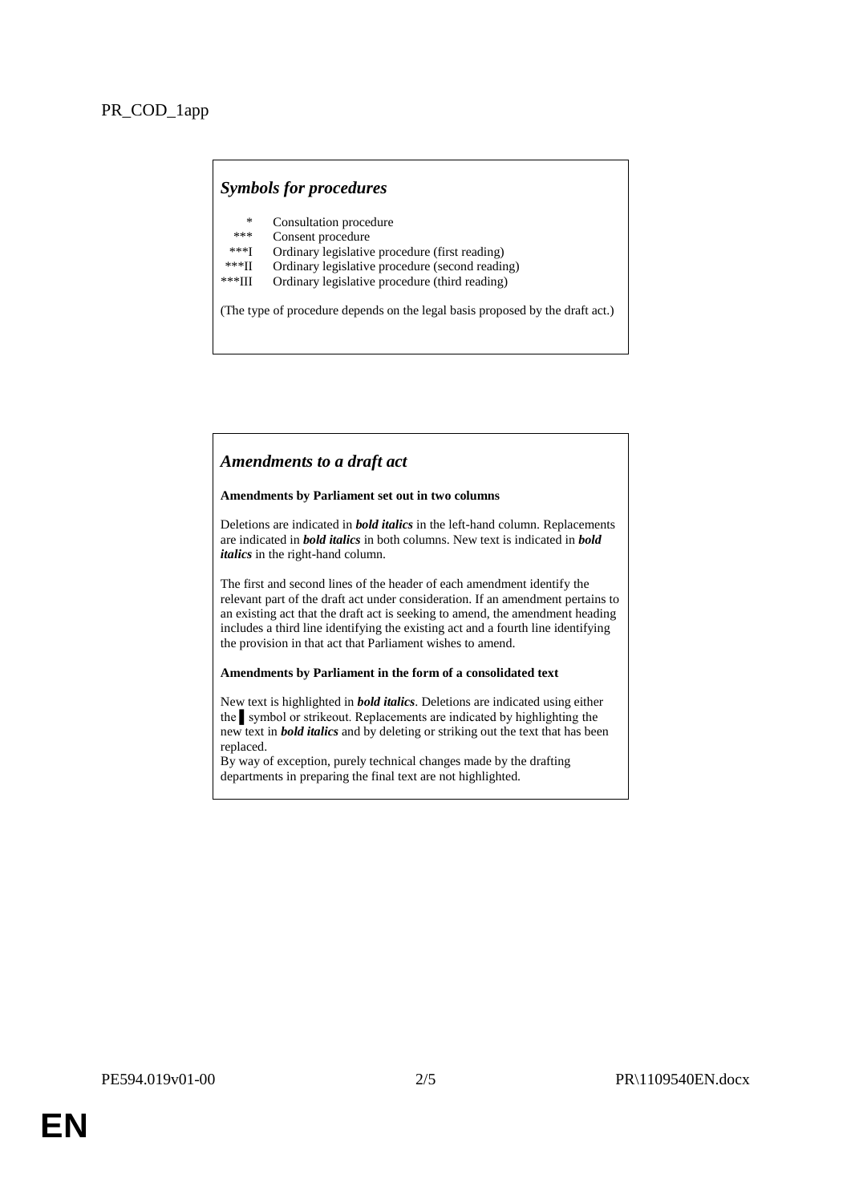PR_COD_1app

### *Symbols for procedures*

| | |
|---|---|
| * | Consultation procedure |
| *** | Consent procedure |
| ***I | Ordinary legislative procedure (first reading) |
| ***II | Ordinary legislative procedure (second reading) |
| ***III | Ordinary legislative procedure (third reading) |

(The type of procedure depends on the legal basis proposed by the draft act.)

### *Amendments to a draft act*

**Amendments by Parliament set out in two columns**

Deletions are indicated in ***bold italics*** in the left-hand column. Replacements are indicated in ***bold italics*** in both columns. New text is indicated in ***bold italics*** in the right-hand column.

The first and second lines of the header of each amendment identify the relevant part of the draft act under consideration. If an amendment pertains to an existing act that the draft act is seeking to amend, the amendment heading includes a third line identifying the existing act and a fourth line identifying the provision in that act that Parliament wishes to amend.

**Amendments by Parliament in the form of a consolidated text**

New text is highlighted in ***bold italics***. Deletions are indicated using either the ▌symbol or strikeout. Replacements are indicated by highlighting the new text in ***bold italics*** and by deleting or striking out the text that has been replaced.
By way of exception, purely technical changes made by the drafting departments in preparing the final text are not highlighted.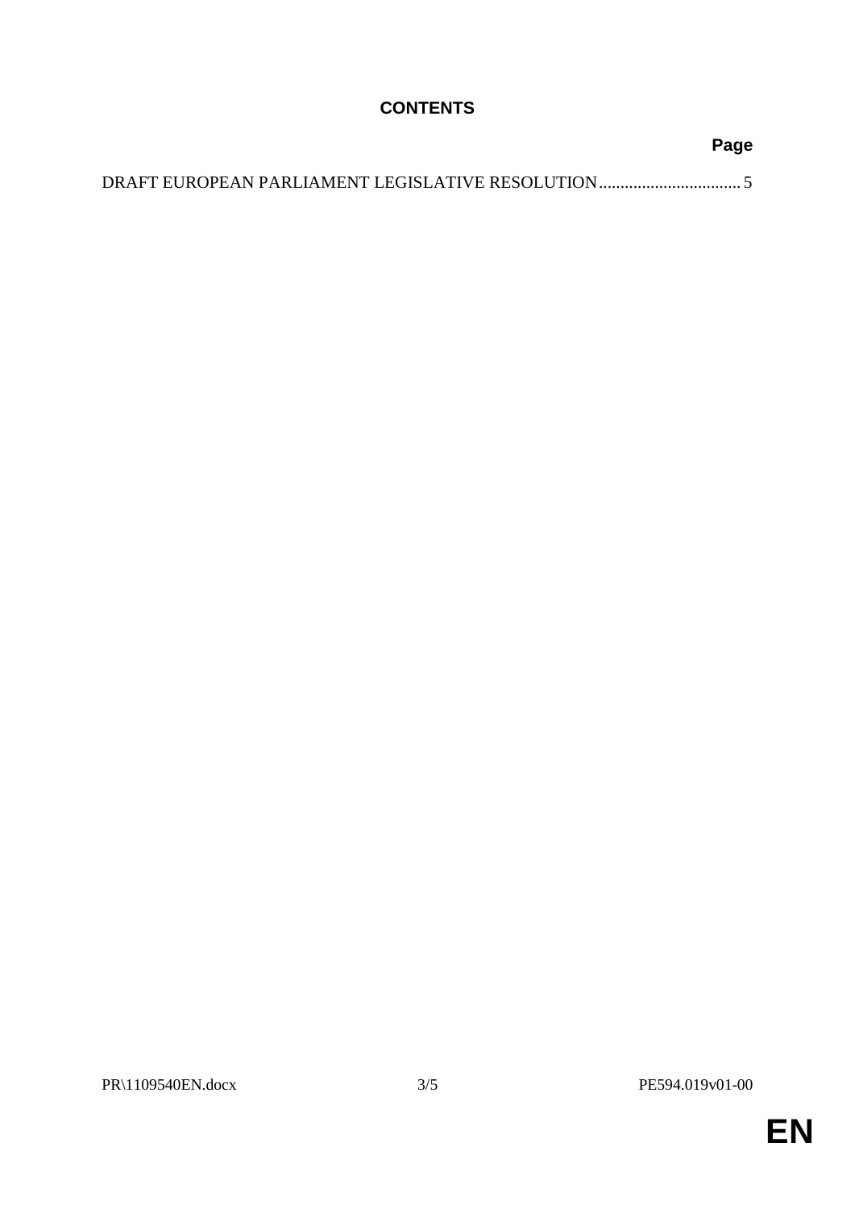# CONTENTS

**Page**

DRAFT EUROPEAN PARLIAMENT LEGISLATIVE RESOLUTION................................. 5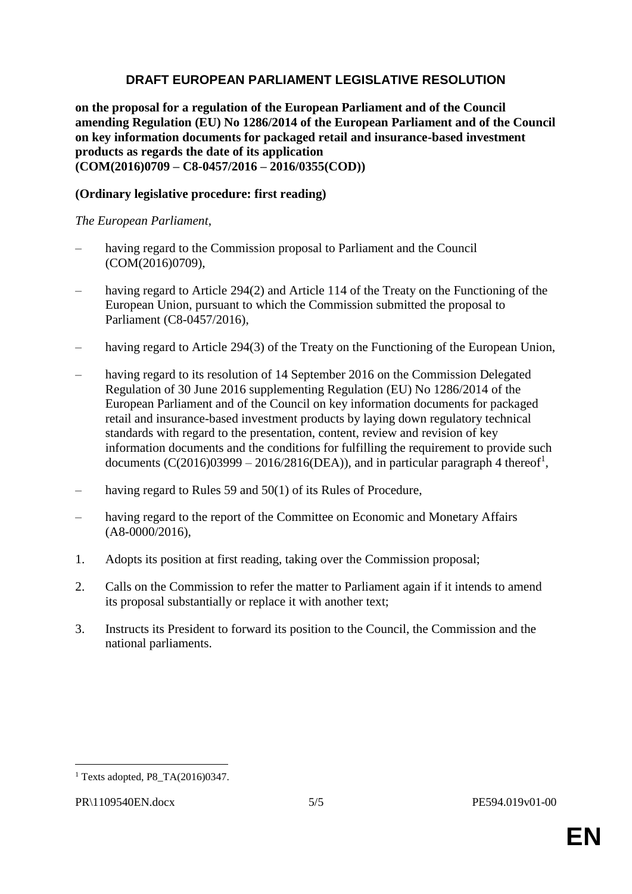# DRAFT EUROPEAN PARLIAMENT LEGISLATIVE RESOLUTION

**on the proposal for a regulation of the European Parliament and of the Council amending Regulation (EU) No 1286/2014 of the European Parliament and of the Council on key information documents for packaged retail and insurance-based investment products as regards the date of its application (COM(2016)0709 – C8-0457/2016 – 2016/0355(COD))**

**(Ordinary legislative procedure: first reading)**

*The European Parliament*,

– having regard to the Commission proposal to Parliament and the Council (COM(2016)0709),

– having regard to Article 294(2) and Article 114 of the Treaty on the Functioning of the European Union, pursuant to which the Commission submitted the proposal to Parliament (C8-0457/2016),

– having regard to Article 294(3) of the Treaty on the Functioning of the European Union,

– having regard to its resolution of 14 September 2016 on the Commission Delegated Regulation of 30 June 2016 supplementing Regulation (EU) No 1286/2014 of the European Parliament and of the Council on key information documents for packaged retail and insurance-based investment products by laying down regulatory technical standards with regard to the presentation, content, review and revision of key information documents and the conditions for fulfilling the requirement to provide such documents (C(2016)03999 – 2016/2816(DEA)), and in particular paragraph 4 thereof[1],

– having regard to Rules 59 and 50(1) of its Rules of Procedure,

– having regard to the report of the Committee on Economic and Monetary Affairs (A8-0000/2016),

1. Adopts its position at first reading, taking over the Commission proposal;

2. Calls on the Commission to refer the matter to Parliament again if it intends to amend its proposal substantially or replace it with another text;

3. Instructs its President to forward its position to the Council, the Commission and the national parliaments.

[1] Texts adopted, P8_TA(2016)0347.